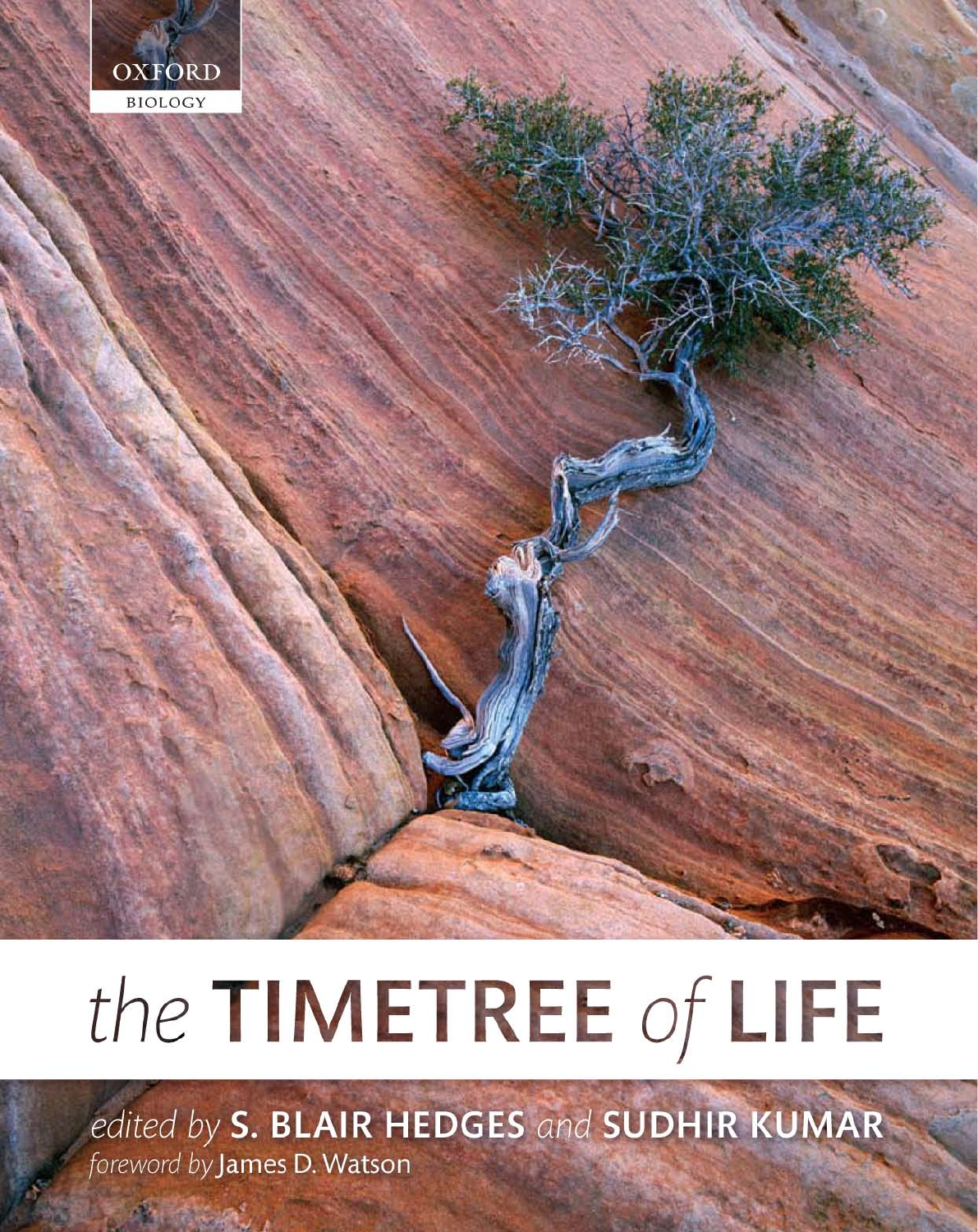OXFORD

BIOLOGY

# the TIMETREE of LIFE

*edited by* **S. BLAIR HEDGES** *and* **SUDHIR KUMAR**

*foreword by* James D. Watson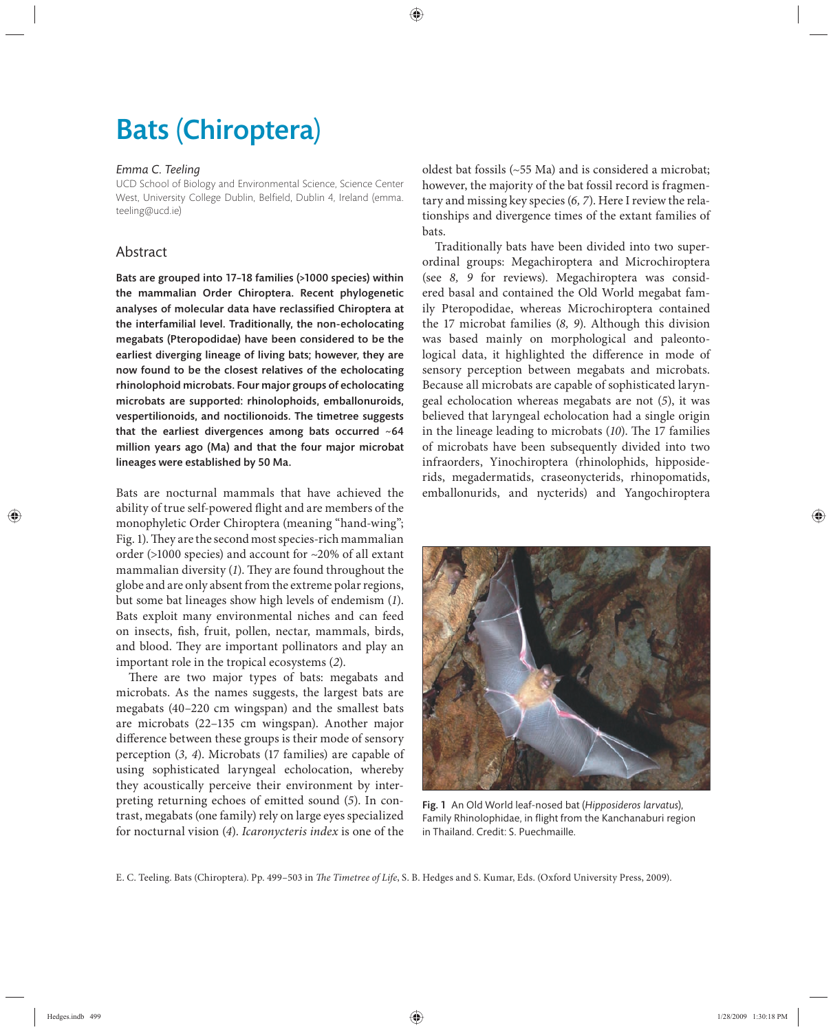# Bats (Chiroptera)

*Emma C. Teeling*

UCD School of Biology and Environmental Science, Science Center West, University College Dublin, Belfield, Dublin 4, Ireland (emma.teeling@ucd.ie)

## Abstract

**Bats are grouped into 17–18 families (>1000 species) within the mammalian Order Chiroptera. Recent phylogenetic analyses of molecular data have reclassified Chiroptera at the interfamilial level. Traditionally, the non-echolocating megabats (Pteropodidae) have been considered to be the earliest diverging lineage of living bats; however, they are now found to be the closest relatives of the echolocating rhinolophoid microbats. Four major groups of echolocating microbats are supported: rhinolophoids, emballonuroids, vespertilionoids, and noctilionoids. The timetree suggests that the earliest divergences among bats occurred ~64 million years ago (Ma) and that the four major microbat lineages were established by 50 Ma.**

Bats are nocturnal mammals that have achieved the ability of true self-powered flight and are members of the monophyletic Order Chiroptera (meaning "hand-wing"; Fig. 1). They are the second most species-rich mammalian order (>1000 species) and account for ~20% of all extant mammalian diversity (*1*). They are found throughout the globe and are only absent from the extreme polar regions, but some bat lineages show high levels of endemism (*1*). Bats exploit many environmental niches and can feed on insects, fish, fruit, pollen, nectar, mammals, birds, and blood. They are important pollinators and play an important role in the tropical ecosystems (*2*).

There are two major types of bats: megabats and microbats. As the names suggests, the largest bats are megabats (40–220 cm wingspan) and the smallest bats are microbats (22–135 cm wingspan). Another major difference between these groups is their mode of sensory perception (*3, 4*). Microbats (17 families) are capable of using sophisticated laryngeal echolocation, whereby they acoustically perceive their environment by interpreting returning echoes of emitted sound (*5*). In contrast, megabats (one family) rely on large eyes specialized for nocturnal vision (*4*). *Icaronycteris index* is one of the oldest bat fossils (~55 Ma) and is considered a microbat; however, the majority of the bat fossil record is fragmentary and missing key species (*6, 7*). Here I review the relationships and divergence times of the extant families of bats.

Traditionally bats have been divided into two superordinal groups: Megachiroptera and Microchiroptera (see *8, 9* for reviews). Megachiroptera was considered basal and contained the Old World megabat family Pteropodidae, whereas Microchiroptera contained the 17 microbat families (*8, 9*). Although this division was based mainly on morphological and paleontological data, it highlighted the difference in mode of sensory perception between megabats and microbats. Because all microbats are capable of sophisticated laryngeal echolocation whereas megabats are not (*5*), it was believed that laryngeal echolocation had a single origin in the lineage leading to microbats (*10*). The 17 families of microbats have been subsequently divided into two infraorders, Yinochiroptera (rhinolophids, hipposiderids, megadermatids, craseonycterids, rhinopomatids, emballonurids, and nycterids) and Yangochiroptera

**Fig. 1** An Old World leaf-nosed bat (*Hipposideros larvatus*), Family Rhinolophidae, in flight from the Kanchanaburi region in Thailand. Credit: S. Puechmaille.

E. C. Teeling. Bats (Chiroptera). Pp. 499–503 in *The Timetree of Life*, S. B. Hedges and S. Kumar, Eds. (Oxford University Press, 2009).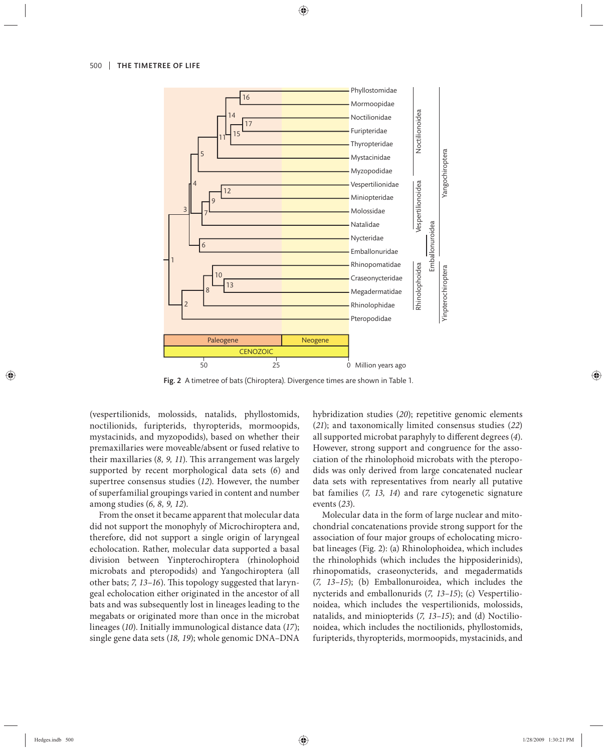Fig. 2 A timetree of bats (Chiroptera). Divergence times are shown in Table 1.

(vespertilionids, molossids, natalids, phyllostomids, noctilionids, furipterids, thyropterids, mormoopids, mystacinids, and myzopodids), based on whether their premaxillaries were moveable/absent or fused relative to their maxillaries (*8, 9, 11*). This arrangement was largely supported by recent morphological data sets (*6*) and supertree consensus studies (*12*). However, the number of superfamilial groupings varied in content and number among studies (*6, 8, 9, 12*).

From the onset it became apparent that molecular data did not support the monophyly of Microchiroptera and, therefore, did not support a single origin of laryngeal echolocation. Rather, molecular data supported a basal division between Yinpterochiroptera (rhinolophoid microbats and pteropodids) and Yangochiroptera (all other bats; *7, 13–16*). This topology suggested that laryngeal echolocation either originated in the ancestor of all bats and was subsequently lost in lineages leading to the megabats or originated more than once in the microbat lineages (*10*). Initially immunological distance data (*17*); single gene data sets (*18, 19*); whole genomic DNA–DNA hybridization studies (*20*); repetitive genomic elements (*21*); and taxonomically limited consensus studies (*22*) all supported microbat paraphyly to different degrees (*4*). However, strong support and congruence for the association of the rhinolophoid microbats with the pteropodids was only derived from large concatenated nuclear data sets with representatives from nearly all putative bat families (*7, 13, 14*) and rare cytogenetic signature events (*23*).

Molecular data in the form of large nuclear and mitochondrial concatenations provide strong support for the association of four major groups of echolocating microbat lineages (Fig. 2): (a) Rhinolophoidea, which includes the rhinolophids (which includes the hipposiderinids), rhinopomatids, craseonycterids, and megadermatids (*7, 13–15*); (b) Emballonuroidea, which includes the nycterids and emballonurids (*7, 13–15*); (c) Vespertilionoidea, which includes the vespertilionids, molossids, natalids, and miniopterids (*7, 13–15*); and (d) Noctilionoidea, which includes the noctilionids, phyllostomids, furipterids, thyropterids, mormoopids, mystacinids, and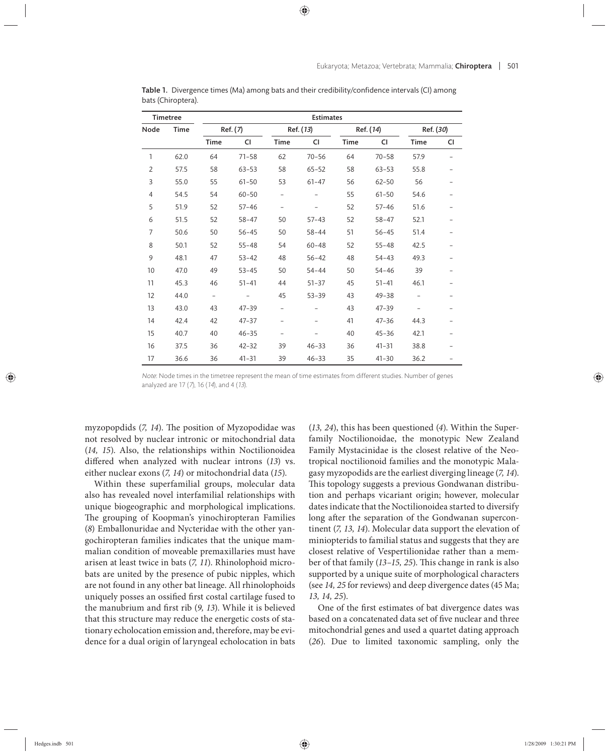**Table 1.** Divergence times (Ma) among bats and their credibility/confidence intervals (CI) among bats (Chiroptera).

| Timetree | | Estimates | | | | | | | |
|---|---|---|---|---|---|---|---|---|---|
| Node | Time | Ref. (*7*) | | Ref. (*13*) | | Ref. (*14*) | | Ref. (*30*) | |
| | | Time | CI | Time | CI | Time | CI | Time | CI |
| 1 | 62.0 | 64 | 71–58 | 62 | 70–56 | 64 | 70–58 | 57.9 | – |
| 2 | 57.5 | 58 | 63–53 | 58 | 65–52 | 58 | 63–53 | 55.8 | – |
| 3 | 55.0 | 55 | 61–50 | 53 | 61–47 | 56 | 62–50 | 56 | – |
| 4 | 54.5 | 54 | 60–50 | – | – | 55 | 61–50 | 54.6 | – |
| 5 | 51.9 | 52 | 57–46 | – | – | 52 | 57–46 | 51.6 | – |
| 6 | 51.5 | 52 | 58–47 | 50 | 57–43 | 52 | 58–47 | 52.1 | – |
| 7 | 50.6 | 50 | 56–45 | 50 | 58–44 | 51 | 56–45 | 51.4 | – |
| 8 | 50.1 | 52 | 55–48 | 54 | 60–48 | 52 | 55–48 | 42.5 | – |
| 9 | 48.1 | 47 | 53–42 | 48 | 56–42 | 48 | 54–43 | 49.3 | – |
| 10 | 47.0 | 49 | 53–45 | 50 | 54–44 | 50 | 54–46 | 39 | – |
| 11 | 45.3 | 46 | 51–41 | 44 | 51–37 | 45 | 51–41 | 46.1 | – |
| 12 | 44.0 | – | – | 45 | 53–39 | 43 | 49–38 | – | – |
| 13 | 43.0 | 43 | 47–39 | – | – | 43 | 47–39 | – | – |
| 14 | 42.4 | 42 | 47–37 | – | – | 41 | 47–36 | 44.3 | – |
| 15 | 40.7 | 40 | 46–35 | – | – | 40 | 45–36 | 42.1 | – |
| 16 | 37.5 | 36 | 42–32 | 39 | 46–33 | 36 | 41–31 | 38.8 | – |
| 17 | 36.6 | 36 | 41–31 | 39 | 46–33 | 35 | 41–30 | 36.2 | – |

*Note*: Node times in the timetree represent the mean of time estimates from different studies. Number of genes analyzed are 17 (*7*), 16 (*14*), and 4 (*13*).

myzopopdids (*7, 14*). The position of Myzopodidae was not resolved by nuclear intronic or mitochondrial data (*14, 15*). Also, the relationships within Noctilionoidea differed when analyzed with nuclear introns (*13*) vs. either nuclear exons (*7, 14*) or mitochondrial data (*15*).

Within these superfamilial groups, molecular data also has revealed novel interfamilial relationships with unique biogeographic and morphological implications. The grouping of Koopman's yinochiropteran Families (*8*) Emballonuridae and Nycteridae with the other yangochiropteran families indicates that the unique mammalian condition of moveable premaxillaries must have arisen at least twice in bats (*7, 11*). Rhinolophoid microbats are united by the presence of pubic nipples, which are not found in any other bat lineage. All rhinolophoids uniquely posses an ossified first costal cartilage fused to the manubrium and first rib (*9, 13*). While it is believed that this structure may reduce the energetic costs of stationary echolocation emission and, therefore, may be evidence for a dual origin of laryngeal echolocation in bats (*13, 24*), this has been questioned (*4*). Within the Superfamily Noctilionoidae, the monotypic New Zealand Family Mystacinidae is the closest relative of the Neotropical noctilionoid families and the monotypic Malagasy myzopodids are the earliest diverging lineage (*7, 14*). This topology suggests a previous Gondwanan distribution and perhaps vicariant origin; however, molecular dates indicate that the Noctilionoidea started to diversify long after the separation of the Gondwanan supercontinent (*7, 13, 14*). Molecular data support the elevation of miniopterids to familial status and suggests that they are closest relative of Vespertilionidae rather than a member of that family (*13–15, 25*). This change in rank is also supported by a unique suite of morphological characters (see *14, 25* for reviews) and deep divergence dates (45 Ma; *13, 14, 25*).

One of the first estimates of bat divergence dates was based on a concatenated data set of five nuclear and three mitochondrial genes and used a quartet dating approach (*26*). Due to limited taxonomic sampling, only the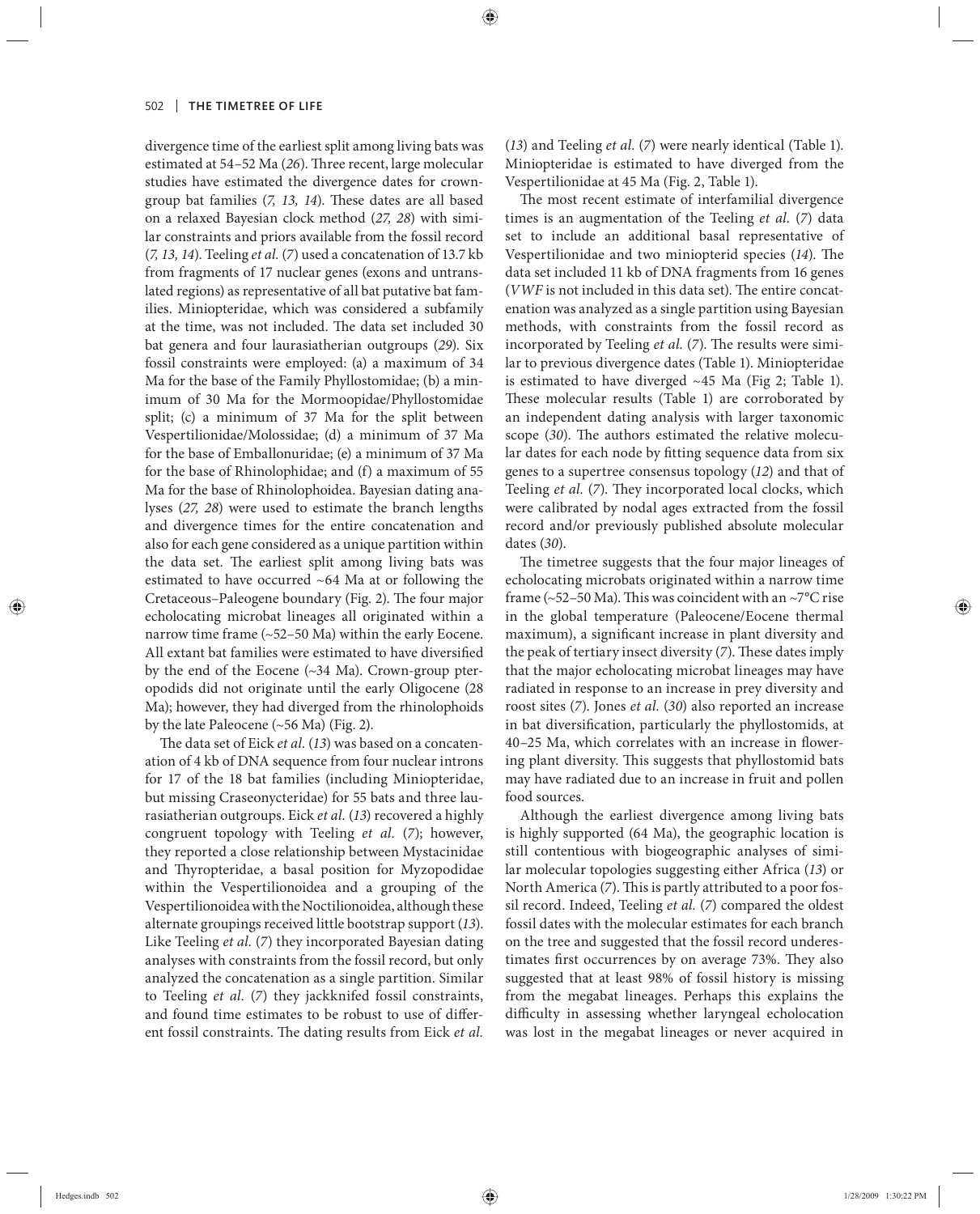divergence time of the earliest split among living bats was estimated at 54–52 Ma (*26*). Three recent, large molecular studies have estimated the divergence dates for crown-group bat families (*7, 13, 14*). These dates are all based on a relaxed Bayesian clock method (*27, 28*) with similar constraints and priors available from the fossil record (*7, 13, 14*). Teeling *et al.* (*7*) used a concatenation of 13.7 kb from fragments of 17 nuclear genes (exons and untranslated regions) as representative of all bat putative bat families. Miniopteridae, which was considered a subfamily at the time, was not included. The data set included 30 bat genera and four laurasiatherian outgroups (*29*). Six fossil constraints were employed: (a) a maximum of 34 Ma for the base of the Family Phyllostomidae; (b) a minimum of 30 Ma for the Mormoopidae/Phyllostomidae split; (c) a minimum of 37 Ma for the split between Vespertilionidae/Molossidae; (d) a minimum of 37 Ma for the base of Emballonuridae; (e) a minimum of 37 Ma for the base of Rhinolophidae; and (f) a maximum of 55 Ma for the base of Rhinolophoidea. Bayesian dating analyses (*27, 28*) were used to estimate the branch lengths and divergence times for the entire concatenation and also for each gene considered as a unique partition within the data set. The earliest split among living bats was estimated to have occurred ~64 Ma at or following the Cretaceous–Paleogene boundary (Fig. 2). The four major echolocating microbat lineages all originated within a narrow time frame (~52–50 Ma) within the early Eocene. All extant bat families were estimated to have diversified by the end of the Eocene (~34 Ma). Crown-group pteropodids did not originate until the early Oligocene (28 Ma); however, they had diverged from the rhinolophoids by the late Paleocene (~56 Ma) (Fig. 2).

The data set of Eick *et al.* (*13*) was based on a concatenation of 4 kb of DNA sequence from four nuclear introns for 17 of the 18 bat families (including Miniopteridae, but missing Craseonycteridae) for 55 bats and three laurasiatherian outgroups. Eick *et al.* (*13*) recovered a highly congruent topology with Teeling *et al.* (*7*); however, they reported a close relationship between Mystacinidae and Thyropteridae, a basal position for Myzopodidae within the Vespertilionoidea and a grouping of the Vespertilionoidea with the Noctilionoidea, although these alternate groupings received little bootstrap support (*13*). Like Teeling *et al.* (*7*) they incorporated Bayesian dating analyses with constraints from the fossil record, but only analyzed the concatenation as a single partition. Similar to Teeling *et al.* (*7*) they jackknifed fossil constraints, and found time estimates to be robust to use of different fossil constraints. The dating results from Eick *et al.* (*13*) and Teeling *et al.* (*7*) were nearly identical (Table 1). Miniopteridae is estimated to have diverged from the Vespertilionidae at 45 Ma (Fig. 2, Table 1).

The most recent estimate of interfamilial divergence times is an augmentation of the Teeling *et al.* (*7*) data set to include an additional basal representative of Vespertilionidae and two miniopterid species (*14*). The data set included 11 kb of DNA fragments from 16 genes (*VWF* is not included in this data set). The entire concatenation was analyzed as a single partition using Bayesian methods, with constraints from the fossil record as incorporated by Teeling *et al.* (*7*). The results were similar to previous divergence dates (Table 1). Miniopteridae is estimated to have diverged ~45 Ma (Fig 2; Table 1). These molecular results (Table 1) are corroborated by an independent dating analysis with larger taxonomic scope (*30*). The authors estimated the relative molecular dates for each node by fitting sequence data from six genes to a supertree consensus topology (*12*) and that of Teeling *et al.* (*7*). They incorporated local clocks, which were calibrated by nodal ages extracted from the fossil record and/or previously published absolute molecular dates (*30*).

The timetree suggests that the four major lineages of echolocating microbats originated within a narrow time frame (~52–50 Ma). This was coincident with an ~7°C rise in the global temperature (Paleocene/Eocene thermal maximum), a significant increase in plant diversity and the peak of tertiary insect diversity (*7*). These dates imply that the major echolocating microbat lineages may have radiated in response to an increase in prey diversity and roost sites (*7*). Jones *et al.* (*30*) also reported an increase in bat diversification, particularly the phyllostomids, at 40–25 Ma, which correlates with an increase in flowering plant diversity. This suggests that phyllostomid bats may have radiated due to an increase in fruit and pollen food sources.

Although the earliest divergence among living bats is highly supported (64 Ma), the geographic location is still contentious with biogeographic analyses of similar molecular topologies suggesting either Africa (*13*) or North America (*7*). This is partly attributed to a poor fossil record. Indeed, Teeling *et al.* (*7*) compared the oldest fossil dates with the molecular estimates for each branch on the tree and suggested that the fossil record underestimates first occurrences by on average 73%. They also suggested that at least 98% of fossil history is missing from the megabat lineages. Perhaps this explains the difficulty in assessing whether laryngeal echolocation was lost in the megabat lineages or never acquired in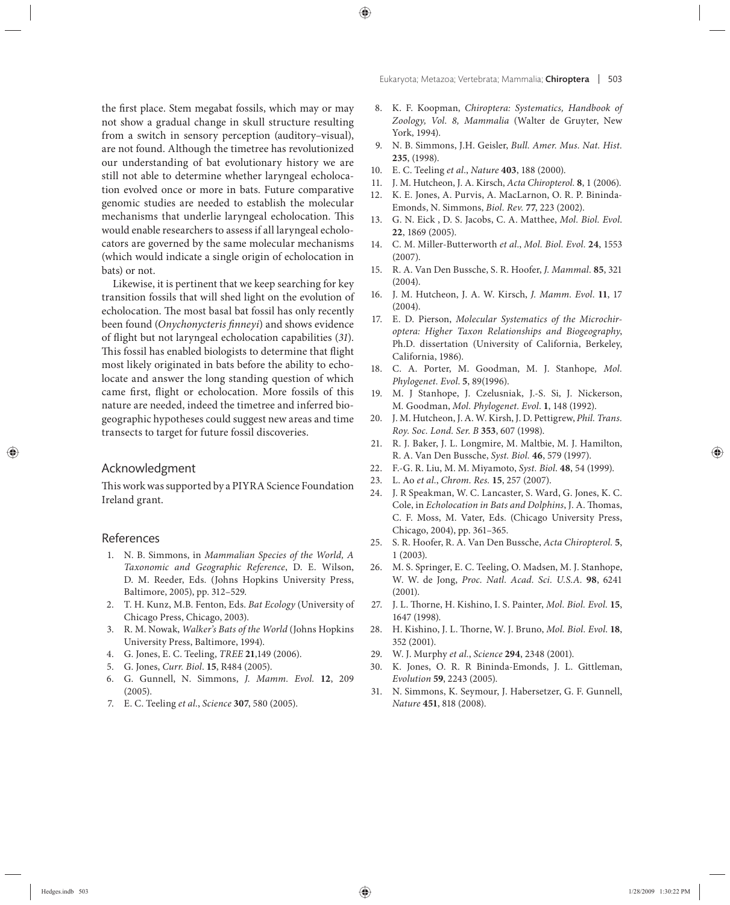the first place. Stem megabat fossils, which may or may not show a gradual change in skull structure resulting from a switch in sensory perception (auditory–visual), are not found. Although the timetree has revolutionized our understanding of bat evolutionary history we are still not able to determine whether laryngeal echolocation evolved once or more in bats. Future comparative genomic studies are needed to establish the molecular mechanisms that underlie laryngeal echolocation. This would enable researchers to assess if all laryngeal echolocators are governed by the same molecular mechanisms (which would indicate a single origin of echolocation in bats) or not.

Likewise, it is pertinent that we keep searching for key transition fossils that will shed light on the evolution of echolocation. The most basal bat fossil has only recently been found (*Onychonycteris finneyi*) and shows evidence of flight but not laryngeal echolocation capabilities (*31*). This fossil has enabled biologists to determine that flight most likely originated in bats before the ability to echolocate and answer the long standing question of which came first, flight or echolocation. More fossils of this nature are needed, indeed the timetree and inferred biogeographic hypotheses could suggest new areas and time transects to target for future fossil discoveries.

## Acknowledgment

This work was supported by a PIYRA Science Foundation Ireland grant.

## References

1. N. B. Simmons, in *Mammalian Species of the World, A Taxonomic and Geographic Reference*, D. E. Wilson, D. M. Reeder, Eds. (Johns Hopkins University Press, Baltimore, 2005), pp. 312–529.
2. T. H. Kunz, M.B. Fenton, Eds. *Bat Ecology* (University of Chicago Press, Chicago, 2003).
3. R. M. Nowak, *Walker's Bats of the World* (Johns Hopkins University Press, Baltimore, 1994).
4. G. Jones, E. C. Teeling, *TREE* **21**,149 (2006).
5. G. Jones, *Curr. Biol*. **15**, R484 (2005).
6. G. Gunnell, N. Simmons, *J. Mamm. Evol.* **12**, 209 (2005).
7. E. C. Teeling *et al*., *Science* **307**, 580 (2005).
8. K. F. Koopman, *Chiroptera: Systematics, Handbook of Zoology, Vol. 8, Mammalia* (Walter de Gruyter, New York, 1994).
9. N. B. Simmons, J.H. Geisler, *Bull. Amer. Mus. Nat. Hist.* **235**, (1998).
10. E. C. Teeling *et al*., *Nature* **403**, 188 (2000).
11. J. M. Hutcheon, J. A. Kirsch, *Acta Chiropterol.* **8**, 1 (2006).
12. K. E. Jones, A. Purvis, A. MacLarnon, O. R. P. Bininda-Emonds, N. Simmons, *Biol. Rev.* **77**, 223 (2002).
13. G. N. Eick , D. S. Jacobs, C. A. Matthee, *Mol. Biol. Evol.* **22**, 1869 (2005).
14. C. M. Miller-Butterworth *et al*., *Mol. Biol. Evol.* **24**, 1553 (2007).
15. R. A. Van Den Bussche, S. R. Hoofer, *J. Mammal.* **85**, 321 (2004).
16. J. M. Hutcheon, J. A. W. Kirsch, *J. Mamm. Evol*. **11**, 17 (2004).
17. E. D. Pierson, *Molecular Systematics of the Microchiroptera: Higher Taxon Relationships and Biogeography*, Ph.D. dissertation (University of California, Berkeley, California, 1986).
18. C. A. Porter, M. Goodman, M. J. Stanhope*, Mol. Phylogenet. Evol*. **5**, 89(1996).
19. M. J Stanhope, J. Czelusniak, J.-S. Si, J. Nickerson, M. Goodman, *Mol. Phylogenet. Evol*. **1**, 148 (1992).
20. J. M. Hutcheon, J. A. W. Kirsh, J. D. Pettigrew, *Phil. Trans. Roy. Soc. Lond. Ser. B* **353**, 607 (1998).
21. R. J. Baker, J. L. Longmire, M. Maltbie, M. J. Hamilton, R. A. Van Den Bussche, *Syst. Biol.* **46**, 579 (1997).
22. F.-G. R. Liu, M. M. Miyamoto, *Syst. Biol.* **48**, 54 (1999).
23. L. Ao *et al*., *Chrom. Res.* **15**, 257 (2007).
24. J. R Speakman, W. C. Lancaster, S. Ward, G. Jones, K. C. Cole, in *Echolocation in Bats and Dolphins*, J. A. Thomas, C. F. Moss, M. Vater, Eds. (Chicago University Press, Chicago, 2004), pp. 361–365.
25. S. R. Hoofer, R. A. Van Den Bussche, *Acta Chiropterol.* **5**, 1 (2003).
26. M. S. Springer, E. C. Teeling, O. Madsen, M. J. Stanhope, W. W. de Jong, *Proc. Natl. Acad. Sci. U.S.A.* **98**, 6241 (2001).
27. J. L. Thorne, H. Kishino, I. S. Painter, *Mol. Biol. Evol.* **15**, 1647 (1998).
28. H. Kishino, J. L. Thorne, W. J. Bruno, *Mol. Biol. Evol*. **18**, 352 (2001).
29. W. J. Murphy *et al*., *Science* **294**, 2348 (2001).
30. K. Jones, O. R. R Bininda-Emonds, J. L. Gittleman, *Evolution* **59**, 2243 (2005).
31. N. Simmons, K. Seymour, J. Habersetzer, G. F. Gunnell, *Nature* **451**, 818 (2008).